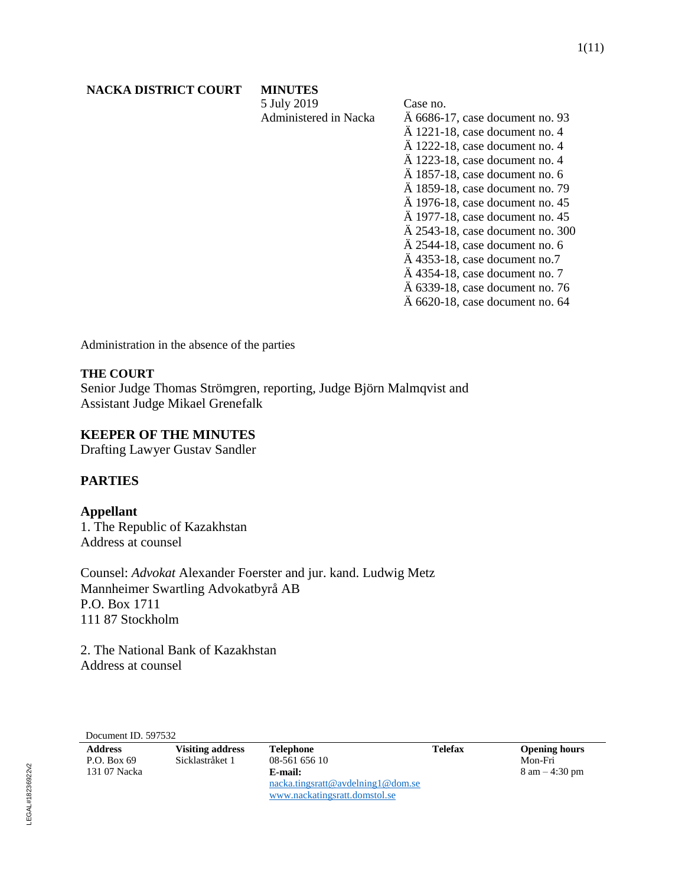**NACKA DISTRICT COURT**

**MINUTES**
5 July 2019
Administered in Nacka

Case no.
Ä 6686-17, case document no. 93
Ä 1221-18, case document no. 4
Ä 1222-18, case document no. 4
Ä 1223-18, case document no. 4
Ä 1857-18, case document no. 6
Ä 1859-18, case document no. 79
Ä 1976-18, case document no. 45
Ä 1977-18, case document no. 45
Ä 2543-18, case document no. 300
Ä 2544-18, case document no. 6
Ä 4353-18, case document no.7
Ä 4354-18, case document no. 7
Ä 6339-18, case document no. 76
Ä 6620-18, case document no. 64

Administration in the absence of the parties

**THE COURT**
Senior Judge Thomas Strömgren, reporting, Judge Björn Malmqvist and Assistant Judge Mikael Grenefalk

**KEEPER OF THE MINUTES**
Drafting Lawyer Gustav Sandler

## PARTIES

### Appellant

1. The Republic of Kazakhstan
Address at counsel

Counsel: *Advokat* Alexander Foerster and jur. kand. Ludwig Metz
Mannheimer Swartling Advokatbyrå AB
P.O. Box 1711
111 87 Stockholm

2. The National Bank of Kazakhstan
Address at counsel

Document ID. 597532

| Address | Visiting address | Telephone | Telefax | Opening hours |
|---|---|---|---|---|
| P.O. Box 69<br>131 07 Nacka | Sicklastråket 1 | 08-561 656 10<br>**E-mail:**<br>nacka.tingsratt@avdelning1@dom.se<br>www.nackatingsratt.domstol.se | | Mon-Fri<br>8 am – 4:30 pm |

LEGAL#18236922v2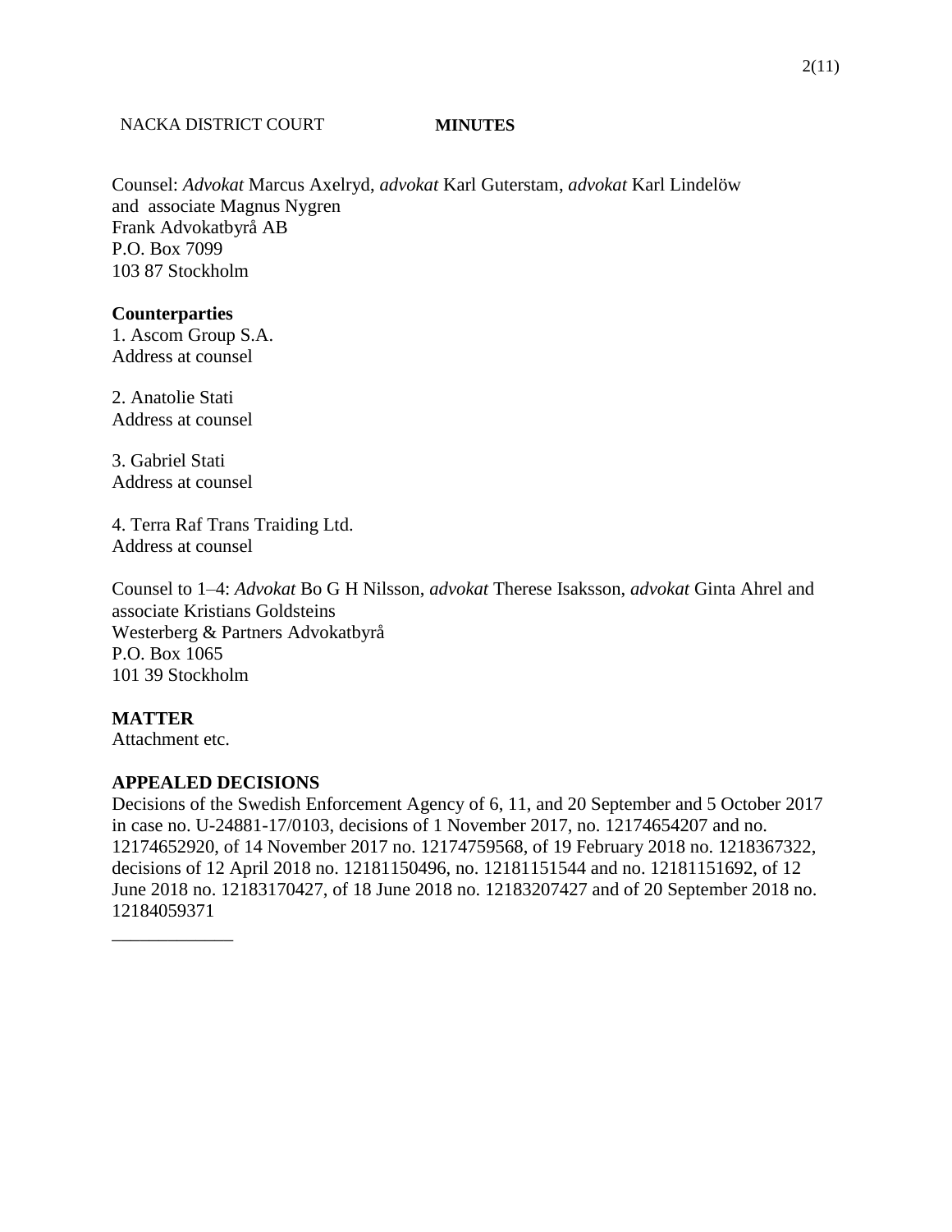Counsel: *Advokat* Marcus Axelryd, *advokat* Karl Guterstam, *advokat* Karl Lindelöw and associate Magnus Nygren
Frank Advokatbyrå AB
P.O. Box 7099
103 87 Stockholm

**Counterparties**
1. Ascom Group S.A.
Address at counsel

2. Anatolie Stati
Address at counsel

3. Gabriel Stati
Address at counsel

4. Terra Raf Trans Traiding Ltd.
Address at counsel

Counsel to 1–4: *Advokat* Bo G H Nilsson, *advokat* Therese Isaksson, *advokat* Ginta Ahrel and associate Kristians Goldsteins
Westerberg & Partners Advokatbyrå
P.O. Box 1065
101 39 Stockholm

**MATTER**
Attachment etc.

**APPEALED DECISIONS**
Decisions of the Swedish Enforcement Agency of 6, 11, and 20 September and 5 October 2017 in case no. U-24881-17/0103, decisions of 1 November 2017, no. 12174654207 and no. 12174652920, of 14 November 2017 no. 12174759568, of 19 February 2018 no. 1218367322, decisions of 12 April 2018 no. 12181150496, no. 12181151544 and no. 12181151692, of 12 June 2018 no. 12183170427, of 18 June 2018 no. 12183207427 and of 20 September 2018 no. 12184059371

_____________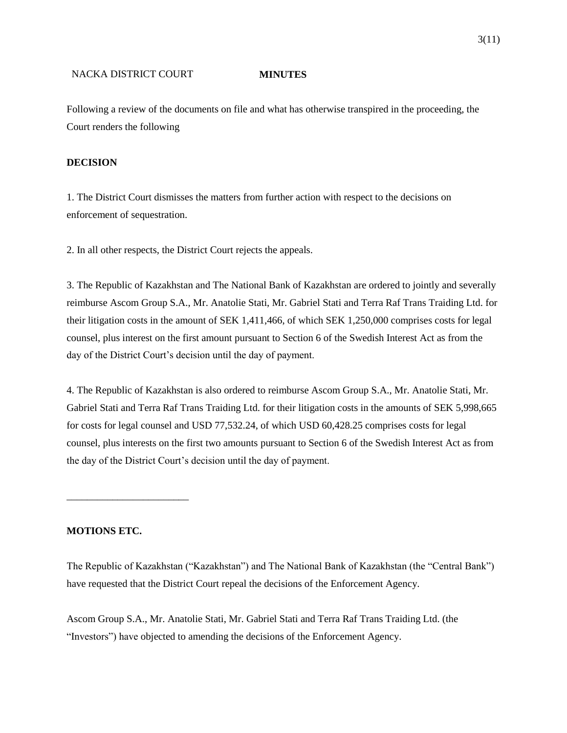NACKA DISTRICT COURT **MINUTES**

Following a review of the documents on file and what has otherwise transpired in the proceeding, the Court renders the following

**DECISION**

1. The District Court dismisses the matters from further action with respect to the decisions on enforcement of sequestration.

2. In all other respects, the District Court rejects the appeals.

3. The Republic of Kazakhstan and The National Bank of Kazakhstan are ordered to jointly and severally reimburse Ascom Group S.A., Mr. Anatolie Stati, Mr. Gabriel Stati and Terra Raf Trans Traiding Ltd. for their litigation costs in the amount of SEK 1,411,466, of which SEK 1,250,000 comprises costs for legal counsel, plus interest on the first amount pursuant to Section 6 of the Swedish Interest Act as from the day of the District Court's decision until the day of payment.

4. The Republic of Kazakhstan is also ordered to reimburse Ascom Group S.A., Mr. Anatolie Stati, Mr. Gabriel Stati and Terra Raf Trans Traiding Ltd. for their litigation costs in the amounts of SEK 5,998,665 for costs for legal counsel and USD 77,532.24, of which USD 60,428.25 comprises costs for legal counsel, plus interests on the first two amounts pursuant to Section 6 of the Swedish Interest Act as from the day of the District Court's decision until the day of payment.

---

**MOTIONS ETC.**

The Republic of Kazakhstan ("Kazakhstan") and The National Bank of Kazakhstan (the "Central Bank") have requested that the District Court repeal the decisions of the Enforcement Agency.

Ascom Group S.A., Mr. Anatolie Stati, Mr. Gabriel Stati and Terra Raf Trans Traiding Ltd. (the "Investors") have objected to amending the decisions of the Enforcement Agency.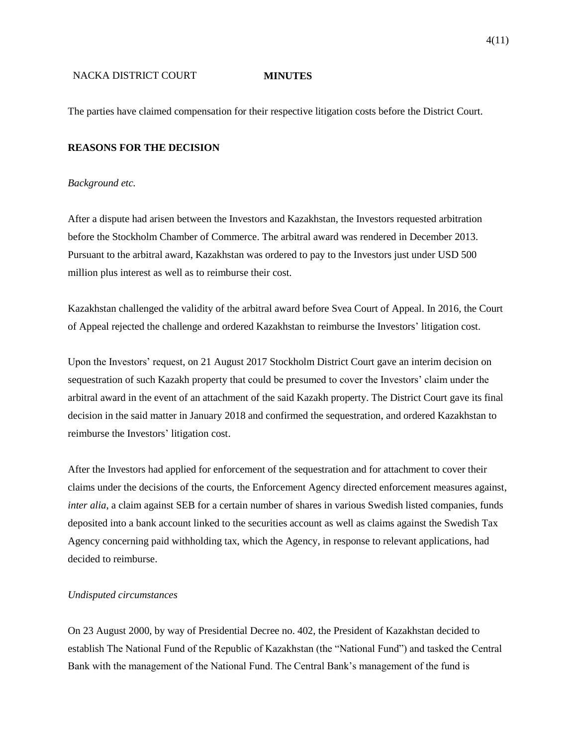The parties have claimed compensation for their respective litigation costs before the District Court.

## REASONS FOR THE DECISION

*Background etc.*

After a dispute had arisen between the Investors and Kazakhstan, the Investors requested arbitration before the Stockholm Chamber of Commerce. The arbitral award was rendered in December 2013. Pursuant to the arbitral award, Kazakhstan was ordered to pay to the Investors just under USD 500 million plus interest as well as to reimburse their cost.

Kazakhstan challenged the validity of the arbitral award before Svea Court of Appeal. In 2016, the Court of Appeal rejected the challenge and ordered Kazakhstan to reimburse the Investors' litigation cost.

Upon the Investors' request, on 21 August 2017 Stockholm District Court gave an interim decision on sequestration of such Kazakh property that could be presumed to cover the Investors' claim under the arbitral award in the event of an attachment of the said Kazakh property. The District Court gave its final decision in the said matter in January 2018 and confirmed the sequestration, and ordered Kazakhstan to reimburse the Investors' litigation cost.

After the Investors had applied for enforcement of the sequestration and for attachment to cover their claims under the decisions of the courts, the Enforcement Agency directed enforcement measures against, *inter alia*, a claim against SEB for a certain number of shares in various Swedish listed companies, funds deposited into a bank account linked to the securities account as well as claims against the Swedish Tax Agency concerning paid withholding tax, which the Agency, in response to relevant applications, had decided to reimburse.

*Undisputed circumstances*

On 23 August 2000, by way of Presidential Decree no. 402, the President of Kazakhstan decided to establish The National Fund of the Republic of Kazakhstan (the "National Fund") and tasked the Central Bank with the management of the National Fund. The Central Bank's management of the fund is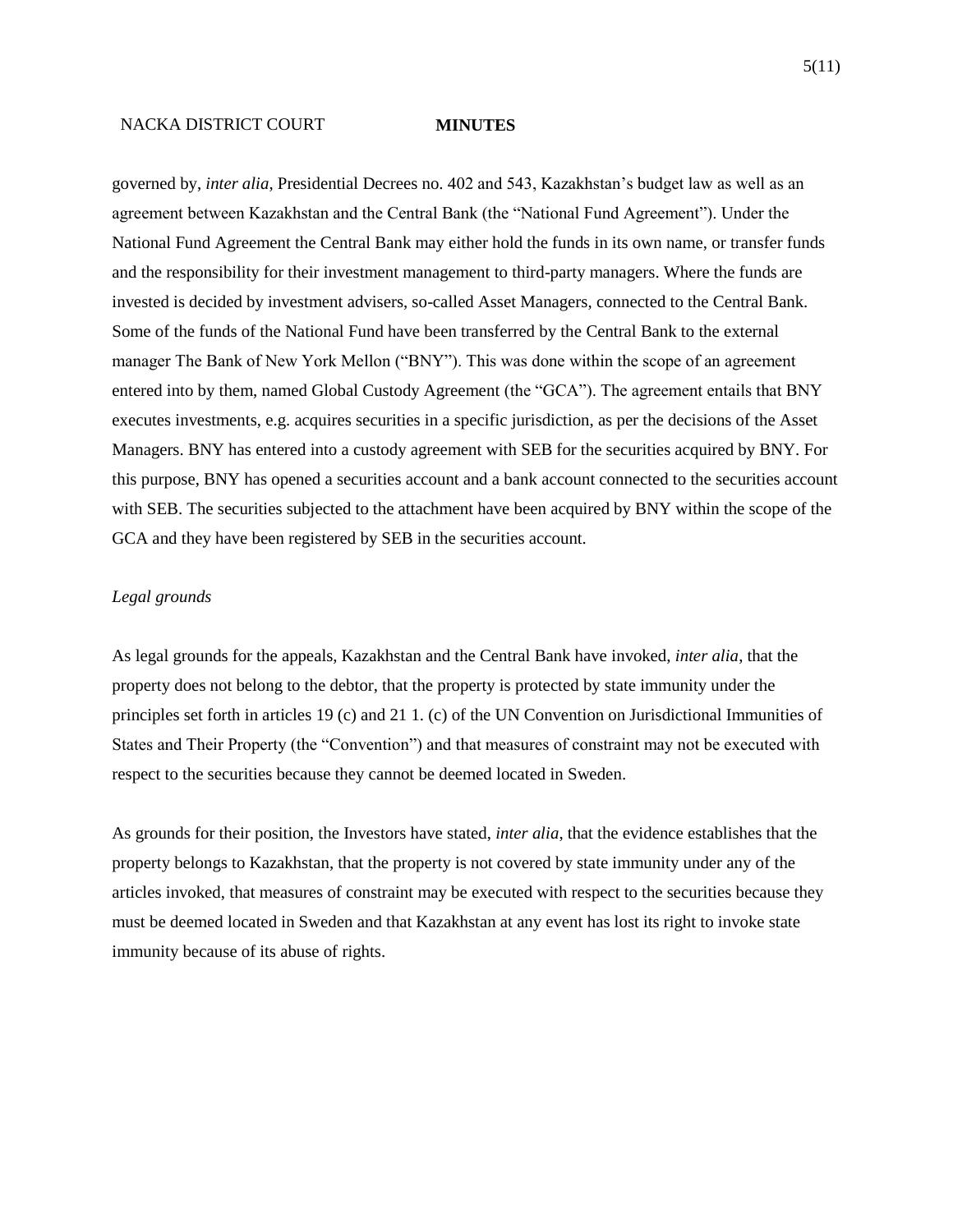governed by, *inter alia*, Presidential Decrees no. 402 and 543, Kazakhstan's budget law as well as an agreement between Kazakhstan and the Central Bank (the "National Fund Agreement"). Under the National Fund Agreement the Central Bank may either hold the funds in its own name, or transfer funds and the responsibility for their investment management to third-party managers. Where the funds are invested is decided by investment advisers, so-called Asset Managers, connected to the Central Bank. Some of the funds of the National Fund have been transferred by the Central Bank to the external manager The Bank of New York Mellon ("BNY"). This was done within the scope of an agreement entered into by them, named Global Custody Agreement (the "GCA"). The agreement entails that BNY executes investments, e.g. acquires securities in a specific jurisdiction, as per the decisions of the Asset Managers. BNY has entered into a custody agreement with SEB for the securities acquired by BNY. For this purpose, BNY has opened a securities account and a bank account connected to the securities account with SEB. The securities subjected to the attachment have been acquired by BNY within the scope of the GCA and they have been registered by SEB in the securities account.

*Legal grounds*

As legal grounds for the appeals, Kazakhstan and the Central Bank have invoked, *inter alia*, that the property does not belong to the debtor, that the property is protected by state immunity under the principles set forth in articles 19 (c) and 21 1. (c) of the UN Convention on Jurisdictional Immunities of States and Their Property (the "Convention") and that measures of constraint may not be executed with respect to the securities because they cannot be deemed located in Sweden.

As grounds for their position, the Investors have stated, *inter alia*, that the evidence establishes that the property belongs to Kazakhstan, that the property is not covered by state immunity under any of the articles invoked, that measures of constraint may be executed with respect to the securities because they must be deemed located in Sweden and that Kazakhstan at any event has lost its right to invoke state immunity because of its abuse of rights.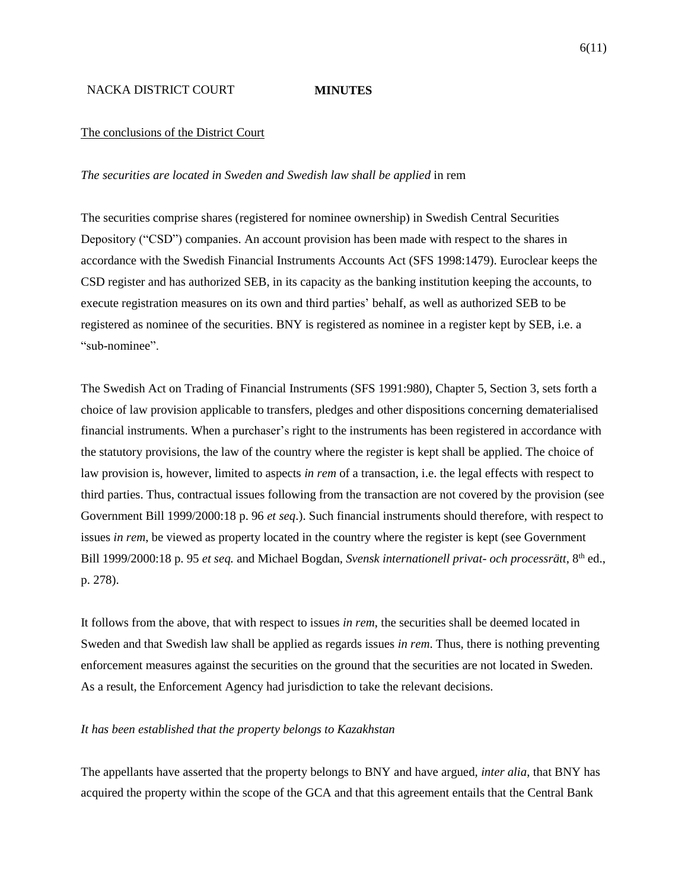NACKA DISTRICT COURT **MINUTES**

## The conclusions of the District Court

*The securities are located in Sweden and Swedish law shall be applied* in rem

The securities comprise shares (registered for nominee ownership) in Swedish Central Securities Depository ("CSD") companies. An account provision has been made with respect to the shares in accordance with the Swedish Financial Instruments Accounts Act (SFS 1998:1479). Euroclear keeps the CSD register and has authorized SEB, in its capacity as the banking institution keeping the accounts, to execute registration measures on its own and third parties' behalf, as well as authorized SEB to be registered as nominee of the securities. BNY is registered as nominee in a register kept by SEB, i.e. a "sub-nominee".

The Swedish Act on Trading of Financial Instruments (SFS 1991:980), Chapter 5, Section 3, sets forth a choice of law provision applicable to transfers, pledges and other dispositions concerning dematerialised financial instruments. When a purchaser's right to the instruments has been registered in accordance with the statutory provisions, the law of the country where the register is kept shall be applied. The choice of law provision is, however, limited to aspects *in rem* of a transaction, i.e. the legal effects with respect to third parties. Thus, contractual issues following from the transaction are not covered by the provision (see Government Bill 1999/2000:18 p. 96 *et seq*.). Such financial instruments should therefore, with respect to issues *in rem*, be viewed as property located in the country where the register is kept (see Government Bill 1999/2000:18 p. 95 *et seq.* and Michael Bogdan, *Svensk internationell privat- och processrätt*, 8th ed., p. 278).

It follows from the above, that with respect to issues *in rem*, the securities shall be deemed located in Sweden and that Swedish law shall be applied as regards issues *in rem*. Thus, there is nothing preventing enforcement measures against the securities on the ground that the securities are not located in Sweden. As a result, the Enforcement Agency had jurisdiction to take the relevant decisions.

*It has been established that the property belongs to Kazakhstan*

The appellants have asserted that the property belongs to BNY and have argued, *inter alia*, that BNY has acquired the property within the scope of the GCA and that this agreement entails that the Central Bank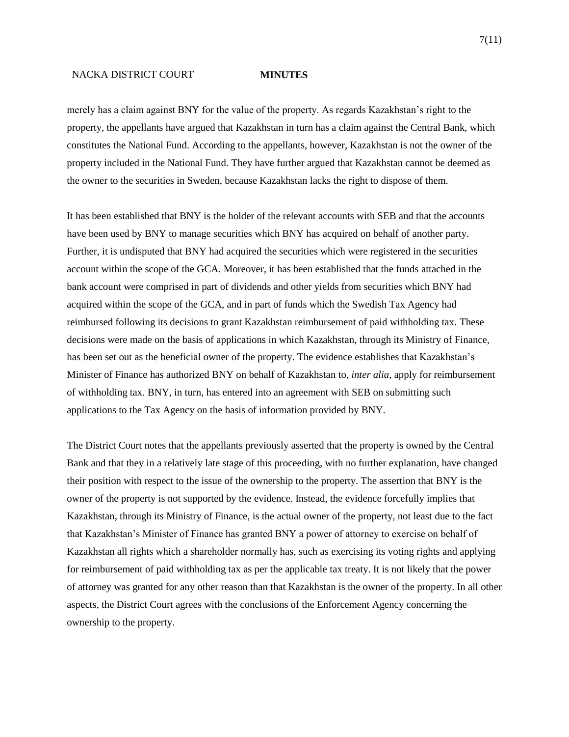merely has a claim against BNY for the value of the property. As regards Kazakhstan's right to the property, the appellants have argued that Kazakhstan in turn has a claim against the Central Bank, which constitutes the National Fund. According to the appellants, however, Kazakhstan is not the owner of the property included in the National Fund. They have further argued that Kazakhstan cannot be deemed as the owner to the securities in Sweden, because Kazakhstan lacks the right to dispose of them.

It has been established that BNY is the holder of the relevant accounts with SEB and that the accounts have been used by BNY to manage securities which BNY has acquired on behalf of another party. Further, it is undisputed that BNY had acquired the securities which were registered in the securities account within the scope of the GCA. Moreover, it has been established that the funds attached in the bank account were comprised in part of dividends and other yields from securities which BNY had acquired within the scope of the GCA, and in part of funds which the Swedish Tax Agency had reimbursed following its decisions to grant Kazakhstan reimbursement of paid withholding tax. These decisions were made on the basis of applications in which Kazakhstan, through its Ministry of Finance, has been set out as the beneficial owner of the property. The evidence establishes that Kazakhstan's Minister of Finance has authorized BNY on behalf of Kazakhstan to, *inter alia*, apply for reimbursement of withholding tax. BNY, in turn, has entered into an agreement with SEB on submitting such applications to the Tax Agency on the basis of information provided by BNY.

The District Court notes that the appellants previously asserted that the property is owned by the Central Bank and that they in a relatively late stage of this proceeding, with no further explanation, have changed their position with respect to the issue of the ownership to the property. The assertion that BNY is the owner of the property is not supported by the evidence. Instead, the evidence forcefully implies that Kazakhstan, through its Ministry of Finance, is the actual owner of the property, not least due to the fact that Kazakhstan's Minister of Finance has granted BNY a power of attorney to exercise on behalf of Kazakhstan all rights which a shareholder normally has, such as exercising its voting rights and applying for reimbursement of paid withholding tax as per the applicable tax treaty. It is not likely that the power of attorney was granted for any other reason than that Kazakhstan is the owner of the property. In all other aspects, the District Court agrees with the conclusions of the Enforcement Agency concerning the ownership to the property.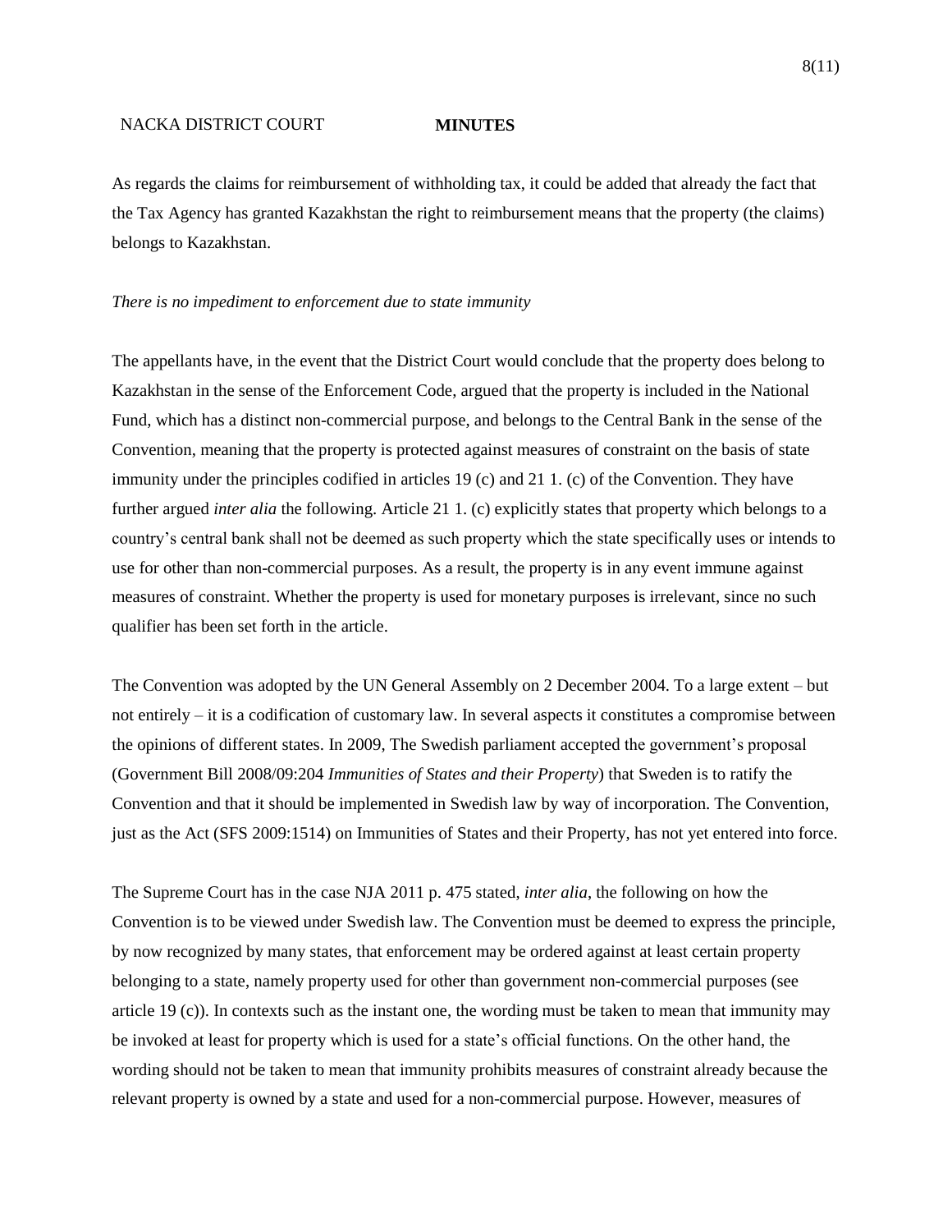As regards the claims for reimbursement of withholding tax, it could be added that already the fact that the Tax Agency has granted Kazakhstan the right to reimbursement means that the property (the claims) belongs to Kazakhstan.

*There is no impediment to enforcement due to state immunity*

The appellants have, in the event that the District Court would conclude that the property does belong to Kazakhstan in the sense of the Enforcement Code, argued that the property is included in the National Fund, which has a distinct non-commercial purpose, and belongs to the Central Bank in the sense of the Convention, meaning that the property is protected against measures of constraint on the basis of state immunity under the principles codified in articles 19 (c) and 21 1. (c) of the Convention. They have further argued *inter alia* the following. Article 21 1. (c) explicitly states that property which belongs to a country's central bank shall not be deemed as such property which the state specifically uses or intends to use for other than non-commercial purposes. As a result, the property is in any event immune against measures of constraint. Whether the property is used for monetary purposes is irrelevant, since no such qualifier has been set forth in the article.

The Convention was adopted by the UN General Assembly on 2 December 2004. To a large extent – but not entirely – it is a codification of customary law. In several aspects it constitutes a compromise between the opinions of different states. In 2009, The Swedish parliament accepted the government's proposal (Government Bill 2008/09:204 *Immunities of States and their Property*) that Sweden is to ratify the Convention and that it should be implemented in Swedish law by way of incorporation. The Convention, just as the Act (SFS 2009:1514) on Immunities of States and their Property, has not yet entered into force.

The Supreme Court has in the case NJA 2011 p. 475 stated, *inter alia*, the following on how the Convention is to be viewed under Swedish law. The Convention must be deemed to express the principle, by now recognized by many states, that enforcement may be ordered against at least certain property belonging to a state, namely property used for other than government non-commercial purposes (see article 19 (c)). In contexts such as the instant one, the wording must be taken to mean that immunity may be invoked at least for property which is used for a state's official functions. On the other hand, the wording should not be taken to mean that immunity prohibits measures of constraint already because the relevant property is owned by a state and used for a non-commercial purpose. However, measures of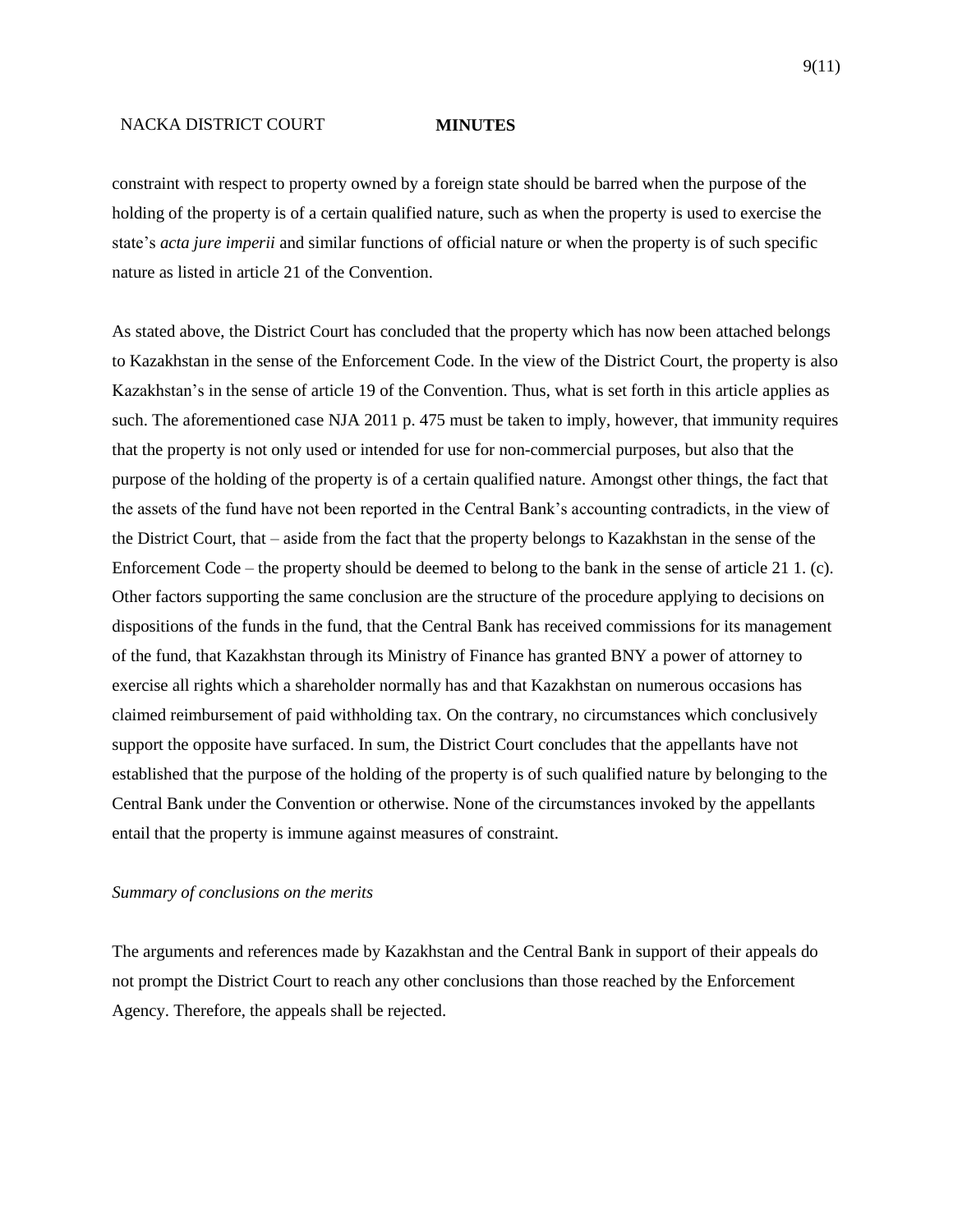constraint with respect to property owned by a foreign state should be barred when the purpose of the holding of the property is of a certain qualified nature, such as when the property is used to exercise the state's *acta jure imperii* and similar functions of official nature or when the property is of such specific nature as listed in article 21 of the Convention.

As stated above, the District Court has concluded that the property which has now been attached belongs to Kazakhstan in the sense of the Enforcement Code. In the view of the District Court, the property is also Kazakhstan's in the sense of article 19 of the Convention. Thus, what is set forth in this article applies as such. The aforementioned case NJA 2011 p. 475 must be taken to imply, however, that immunity requires that the property is not only used or intended for use for non-commercial purposes, but also that the purpose of the holding of the property is of a certain qualified nature. Amongst other things, the fact that the assets of the fund have not been reported in the Central Bank's accounting contradicts, in the view of the District Court, that – aside from the fact that the property belongs to Kazakhstan in the sense of the Enforcement Code – the property should be deemed to belong to the bank in the sense of article 21 1. (c). Other factors supporting the same conclusion are the structure of the procedure applying to decisions on dispositions of the funds in the fund, that the Central Bank has received commissions for its management of the fund, that Kazakhstan through its Ministry of Finance has granted BNY a power of attorney to exercise all rights which a shareholder normally has and that Kazakhstan on numerous occasions has claimed reimbursement of paid withholding tax. On the contrary, no circumstances which conclusively support the opposite have surfaced. In sum, the District Court concludes that the appellants have not established that the purpose of the holding of the property is of such qualified nature by belonging to the Central Bank under the Convention or otherwise. None of the circumstances invoked by the appellants entail that the property is immune against measures of constraint.

*Summary of conclusions on the merits*

The arguments and references made by Kazakhstan and the Central Bank in support of their appeals do not prompt the District Court to reach any other conclusions than those reached by the Enforcement Agency. Therefore, the appeals shall be rejected.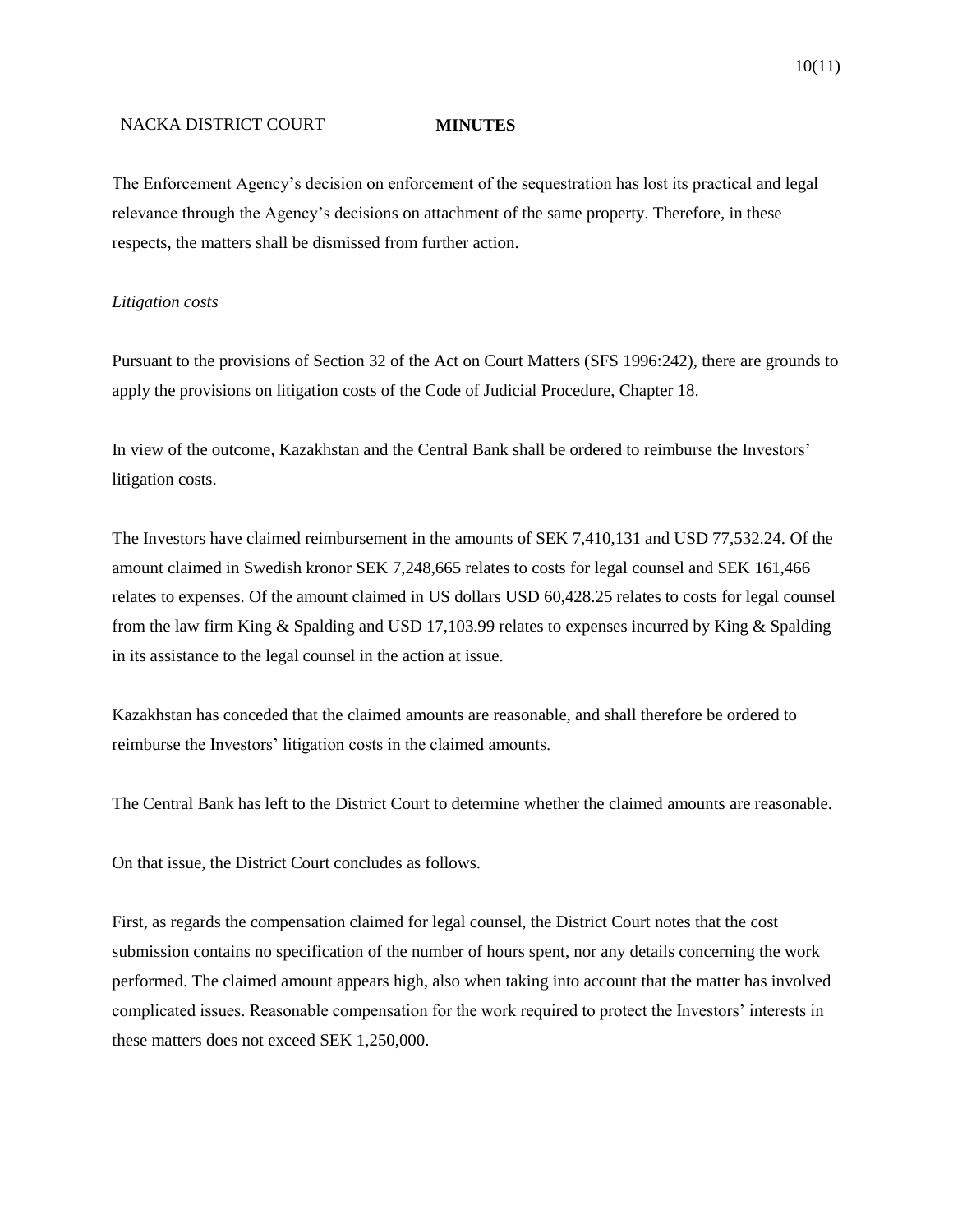The Enforcement Agency's decision on enforcement of the sequestration has lost its practical and legal relevance through the Agency's decisions on attachment of the same property. Therefore, in these respects, the matters shall be dismissed from further action.

*Litigation costs*

Pursuant to the provisions of Section 32 of the Act on Court Matters (SFS 1996:242), there are grounds to apply the provisions on litigation costs of the Code of Judicial Procedure, Chapter 18.

In view of the outcome, Kazakhstan and the Central Bank shall be ordered to reimburse the Investors' litigation costs.

The Investors have claimed reimbursement in the amounts of SEK 7,410,131 and USD 77,532.24. Of the amount claimed in Swedish kronor SEK 7,248,665 relates to costs for legal counsel and SEK 161,466 relates to expenses. Of the amount claimed in US dollars USD 60,428.25 relates to costs for legal counsel from the law firm King & Spalding and USD 17,103.99 relates to expenses incurred by King & Spalding in its assistance to the legal counsel in the action at issue.

Kazakhstan has conceded that the claimed amounts are reasonable, and shall therefore be ordered to reimburse the Investors' litigation costs in the claimed amounts.

The Central Bank has left to the District Court to determine whether the claimed amounts are reasonable.

On that issue, the District Court concludes as follows.

First, as regards the compensation claimed for legal counsel, the District Court notes that the cost submission contains no specification of the number of hours spent, nor any details concerning the work performed. The claimed amount appears high, also when taking into account that the matter has involved complicated issues. Reasonable compensation for the work required to protect the Investors' interests in these matters does not exceed SEK 1,250,000.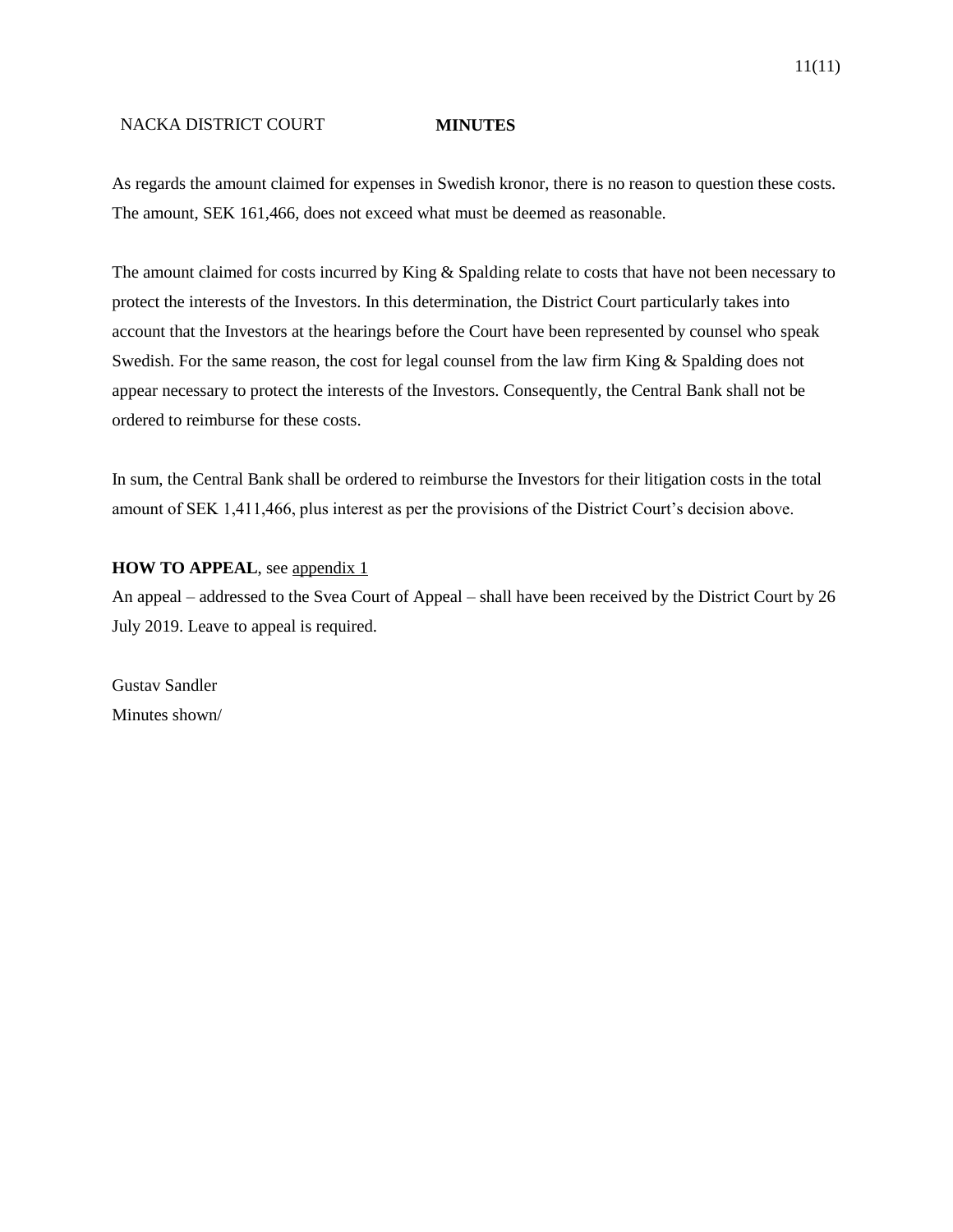NACKA DISTRICT COURT **MINUTES**

As regards the amount claimed for expenses in Swedish kronor, there is no reason to question these costs. The amount, SEK 161,466, does not exceed what must be deemed as reasonable.

The amount claimed for costs incurred by King & Spalding relate to costs that have not been necessary to protect the interests of the Investors. In this determination, the District Court particularly takes into account that the Investors at the hearings before the Court have been represented by counsel who speak Swedish. For the same reason, the cost for legal counsel from the law firm King & Spalding does not appear necessary to protect the interests of the Investors. Consequently, the Central Bank shall not be ordered to reimburse for these costs.

In sum, the Central Bank shall be ordered to reimburse the Investors for their litigation costs in the total amount of SEK 1,411,466, plus interest as per the provisions of the District Court's decision above.

**HOW TO APPEAL**, see appendix 1

An appeal – addressed to the Svea Court of Appeal – shall have been received by the District Court by 26 July 2019. Leave to appeal is required.

Gustav Sandler

Minutes shown/